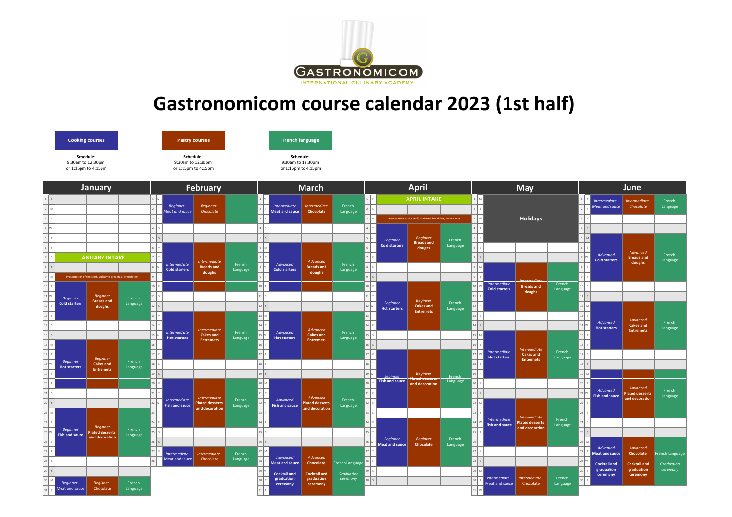GASTRONOMICOM
INTERNATIONAL CULINARY ACADEMY

# Gastronomicom course calendar 2023 (1st half)

| Cooking courses | Pastry courses | French language |
|---|---|---|
| **Schedule:** 9:30am to 12:30pm or 1:15pm to 4:15pm | **Schedule:** 9:30am to 12:30pm or 1:15pm to 4:15pm | **Schedule:** 9:30am to 12:30pm or 1:15pm to 4:15pm |

## January

| Dates | Cooking courses | Pastry courses | French language |
|---|---|---|---|
| 7 S | JANUARY INTAKE | | |
| 9 M | Presentation of the staff, welcome breakfast, French test | | |
| 10–13 | Beginner Cold starters | Beginner Breads and doughs | French Language |
| 16–20 | Beginner Hot starters | Beginner Cakes and Entremets | French Language |
| 23–27 | Beginner Fish and sauce | Beginner Plated desserts and decoration | French Language |
| 30–31 | Beginner Meat and sauce | Beginner Chocolate | French Language |

## February

| Dates | Cooking courses | Pastry courses | French language |
|---|---|---|---|
| 1–3 | Beginner Meat and sauce | Beginner Chocolate | |
| 6–10 | Intermediate Cold starters | Intermediate Breads and doughs | French Language |
| 13–17 | Intermediate Hot starters | Intermediate Cakes and Entremets | French Language |
| 20–24 | Intermediate Fish and sauce | Intermediate Plated desserts and decoration | French Language |
| 27–28 | Intermediate Meat and sauce | Intermediate Chocolate | French Language |

## March

| Dates | Cooking courses | Pastry courses | French language |
|---|---|---|---|
| 1–3 | Intermediate Meat and sauce | Intermediate Chocolate | French Language |
| 6–10 | Advanced Cold starters | Advanced Breads and doughs | French Language |
| 13–17 | Advanced Hot starters | Advanced Cakes and Entremets | French Language |
| 20–24 | Advanced Fish and sauce | Advanced Plated desserts and decoration | French Language |
| 27–28 | Advanced Meat and sauce | Advanced Chocolate | French Language |
| 29–31 | Cocktail and graduation ceremony | Cocktail and graduation ceremony | Graduation ceremony |

## April

| Dates | Cooking courses | Pastry courses | French language |
|---|---|---|---|
| 1 S | APRIL INTAKE | | |
| 3 M | Presentation of the staff, welcome breakfast, French test | | |
| 4–7 | Beginner Cold starters | Beginner Breads and doughs | French Language |
| 10–14 | Beginner Hot starters | Beginner Cakes and Entremets | French Language |
| 17–21 | Beginner Fish and sauce | Beginner Plated desserts and decoration | French Language |
| 24–28 | Beginner Meat and sauce | Beginner Chocolate | French Language |

## May

| Dates | Cooking courses | Pastry courses | French language |
|---|---|---|---|
| 1–5 | Holidays | | |
| 8–12 | Intermediate Cold starters | Intermediate Breads and doughs | French Language |
| 15–19 | Intermediate Hot starters | Intermediate Cakes and Entremets | French Language |
| 22–26 | Intermediate Fish and sauce | Intermediate Plated desserts and decoration | French Language |
| 29–31 | Intermediate Meat and sauce | Intermediate Chocolate | French Language |

## June

| Dates | Cooking courses | Pastry courses | French language |
|---|---|---|---|
| 1–2 | Intermediate Meat and sauce | Intermediate Chocolate | French Language |
| 5–9 | Advanced Cold starters | Advanced Breads and doughs | French Language |
| 12–16 | Advanced Hot starters | Advanced Cakes and Entremets | French Language |
| 19–23 | Advanced Fish and sauce | Advanced Plated desserts and decoration | French Language |
| 26–27 | Advanced Meat and sauce | Advanced Chocolate | French Language |
| 28–30 | Cocktail and graduation ceremony | Cocktail and graduation ceremony | Graduation ceremony |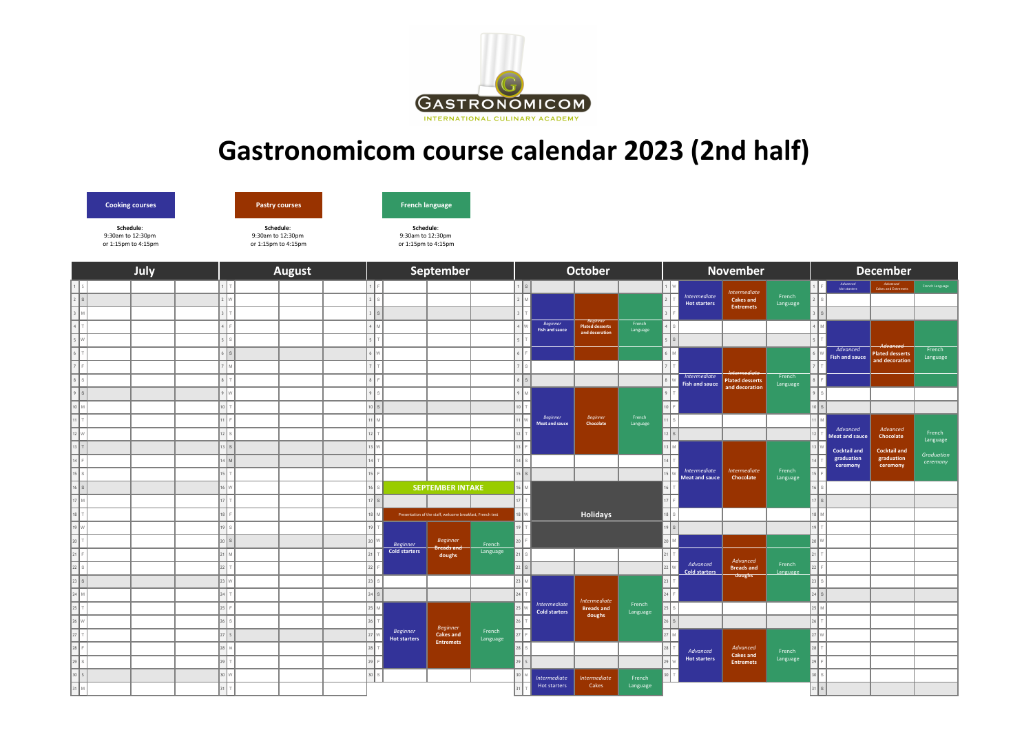GASTRONOMICOM
INTERNATIONAL CULINARY ACADEMY

# Gastronomicom course calendar 2023 (2nd half)

| Cooking courses | Pastry courses | French language |
|---|---|---|
| **Schedule**: 9:30am to 12:30pm or 1:15pm to 4:15pm | **Schedule**: 9:30am to 12:30pm or 1:15pm to 4:15pm | **Schedule**: 9:30am to 12:30pm or 1:15pm to 4:15pm |

July and August: no courses scheduled.

| Month | Dates | Cooking courses | Pastry courses | French language |
|---|---|---|---|---|
| September | 16 S | SEPTEMBER INTAKE | | |
| September | 18 M | Presentation of the staff, welcome breakfast, French test | | |
| September | 20 W – 22 F | *Beginner* Cold starters | *Beginner* Breads and doughs | French Language |
| September | 25 M – 29 F | *Beginner* Hot starters | *Beginner* Cakes and Entremets | French Language |
| October | 2 M – 6 F | *Beginner* Fish and sauce | *Beginner* Plated desserts and decoration | French Language |
| October | 9 M – 13 F | *Beginner* Meat and sauce | *Beginner* Chocolate | French Language |
| October | 16 M – 20 F | Holidays | | |
| October | 23 M – 27 F | *Intermediate* Cold starters | *Intermediate* Breads and doughs | French Language |
| October | 30 M – 31 T | *Intermediate* Hot starters | *Intermediate* Cakes | French Language |
| November | 1 W – 3 F | *Intermediate* Hot starters | *Intermediate* Cakes and Entremets | French Language |
| November | 6 M – 10 F | *Intermediate* Fish and sauce | *Intermediate* Plated desserts and decoration | French Language |
| November | 13 M – 17 F | *Intermediate* Meat and sauce | *Intermediate* Chocolate | French Language |
| November | 20 M – 24 F | *Advanced* Cold starters | *Advanced* Breads and doughs | French Language |
| November | 27 M – 30 T | *Advanced* Hot starters | *Advanced* Cakes and Entremets | French Language |
| December | 1 F | *Advanced* Hot starters | *Advanced* Cakes and Entremets | French Language |
| December | 4 M – 8 F | *Advanced* Fish and sauce | *Advanced* Plated desserts and decoration | French Language |
| December | 11 M – 15 F | *Advanced* Meat and sauce; Cocktail and graduation ceremony | *Advanced* Chocolate; Cocktail and graduation ceremony | French Language; *Graduation ceremony* |